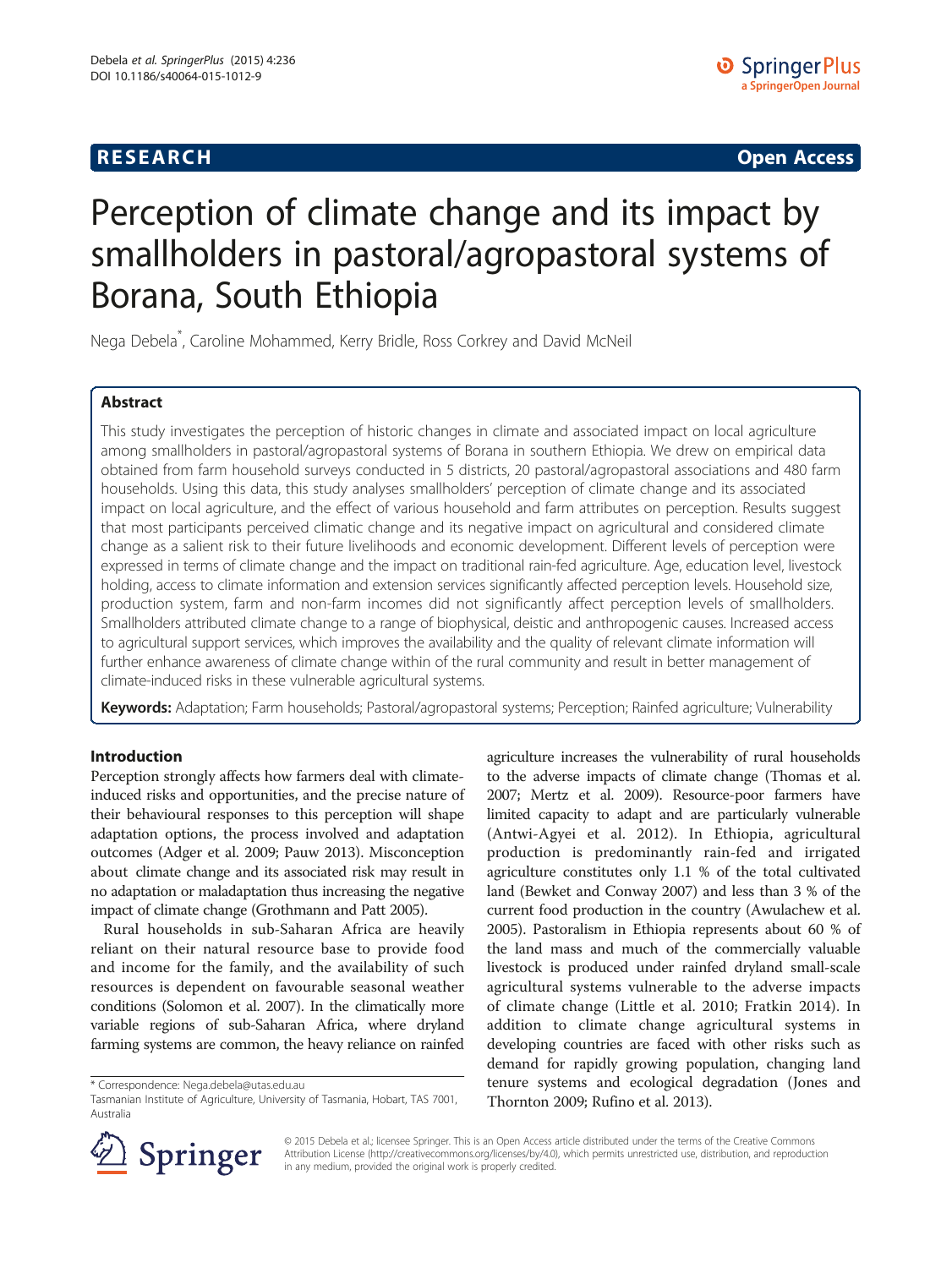**RESEARCH** **Open Access**

# Perception of climate change and its impact by smallholders in pastoral/agropastoral systems of Borana, South Ethiopia

Nega Debela*, Caroline Mohammed, Kerry Bridle, Ross Corkrey and David McNeil

## Abstract

This study investigates the perception of historic changes in climate and associated impact on local agriculture among smallholders in pastoral/agropastoral systems of Borana in southern Ethiopia. We drew on empirical data obtained from farm household surveys conducted in 5 districts, 20 pastoral/agropastoral associations and 480 farm households. Using this data, this study analyses smallholders' perception of climate change and its associated impact on local agriculture, and the effect of various household and farm attributes on perception. Results suggest that most participants perceived climatic change and its negative impact on agricultural and considered climate change as a salient risk to their future livelihoods and economic development. Different levels of perception were expressed in terms of climate change and the impact on traditional rain-fed agriculture. Age, education level, livestock holding, access to climate information and extension services significantly affected perception levels. Household size, production system, farm and non-farm incomes did not significantly affect perception levels of smallholders. Smallholders attributed climate change to a range of biophysical, deistic and anthropogenic causes. Increased access to agricultural support services, which improves the availability and the quality of relevant climate information will further enhance awareness of climate change within of the rural community and result in better management of climate-induced risks in these vulnerable agricultural systems.

**Keywords:** Adaptation; Farm households; Pastoral/agropastoral systems; Perception; Rainfed agriculture; Vulnerability

## Introduction

Perception strongly affects how farmers deal with climate-induced risks and opportunities, and the precise nature of their behavioural responses to this perception will shape adaptation options, the process involved and adaptation outcomes (Adger et al. 2009; Pauw 2013). Misconception about climate change and its associated risk may result in no adaptation or maladaptation thus increasing the negative impact of climate change (Grothmann and Patt 2005).

Rural households in sub-Saharan Africa are heavily reliant on their natural resource base to provide food and income for the family, and the availability of such resources is dependent on favourable seasonal weather conditions (Solomon et al. 2007). In the climatically more variable regions of sub-Saharan Africa, where dryland farming systems are common, the heavy reliance on rainfed agriculture increases the vulnerability of rural households to the adverse impacts of climate change (Thomas et al. 2007; Mertz et al. 2009). Resource-poor farmers have limited capacity to adapt and are particularly vulnerable (Antwi-Agyei et al. 2012). In Ethiopia, agricultural production is predominantly rain-fed and irrigated agriculture constitutes only 1.1 % of the total cultivated land (Bewket and Conway 2007) and less than 3 % of the current food production in the country (Awulachew et al. 2005). Pastoralism in Ethiopia represents about 60 % of the land mass and much of the commercially valuable livestock is produced under rainfed dryland small-scale agricultural systems vulnerable to the adverse impacts of climate change (Little et al. 2010; Fratkin 2014). In addition to climate change agricultural systems in developing countries are faced with other risks such as demand for rapidly growing population, changing land tenure systems and ecological degradation (Jones and Thornton 2009; Rufino et al. 2013).

* Correspondence: Nega.debela@utas.edu.au
Tasmanian Institute of Agriculture, University of Tasmania, Hobart, TAS 7001, Australia

© 2015 Debela et al.; licensee Springer. This is an Open Access article distributed under the terms of the Creative Commons Attribution License (http://creativecommons.org/licenses/by/4.0), which permits unrestricted use, distribution, and reproduction in any medium, provided the original work is properly credited.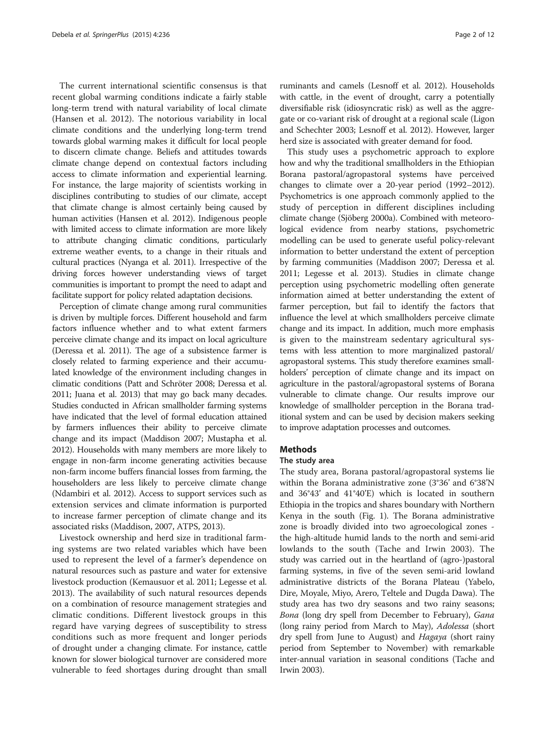The current international scientific consensus is that recent global warming conditions indicate a fairly stable long-term trend with natural variability of local climate (Hansen et al. 2012). The notorious variability in local climate conditions and the underlying long-term trend towards global warming makes it difficult for local people to discern climate change. Beliefs and attitudes towards climate change depend on contextual factors including access to climate information and experiential learning. For instance, the large majority of scientists working in disciplines contributing to studies of our climate, accept that climate change is almost certainly being caused by human activities (Hansen et al. 2012). Indigenous people with limited access to climate information are more likely to attribute changing climatic conditions, particularly extreme weather events, to a change in their rituals and cultural practices (Nyanga et al. 2011). Irrespective of the driving forces however understanding views of target communities is important to prompt the need to adapt and facilitate support for policy related adaptation decisions.

Perception of climate change among rural communities is driven by multiple forces. Different household and farm factors influence whether and to what extent farmers perceive climate change and its impact on local agriculture (Deressa et al. 2011). The age of a subsistence farmer is closely related to farming experience and their accumulated knowledge of the environment including changes in climatic conditions (Patt and Schröter 2008; Deressa et al. 2011; Juana et al. 2013) that may go back many decades. Studies conducted in African smallholder farming systems have indicated that the level of formal education attained by farmers influences their ability to perceive climate change and its impact (Maddison 2007; Mustapha et al. 2012). Households with many members are more likely to engage in non-farm income generating activities because non-farm income buffers financial losses from farming, the householders are less likely to perceive climate change (Ndambiri et al. 2012). Access to support services such as extension services and climate information is purported to increase farmer perception of climate change and its associated risks (Maddison, 2007, ATPS, 2013).

Livestock ownership and herd size in traditional farming systems are two related variables which have been used to represent the level of a farmer's dependence on natural resources such as pasture and water for extensive livestock production (Kemausuor et al. 2011; Legesse et al. 2013). The availability of such natural resources depends on a combination of resource management strategies and climatic conditions. Different livestock groups in this regard have varying degrees of susceptibility to stress conditions such as more frequent and longer periods of drought under a changing climate. For instance, cattle known for slower biological turnover are considered more vulnerable to feed shortages during drought than small ruminants and camels (Lesnoff et al. 2012). Households with cattle, in the event of drought, carry a potentially diversifiable risk (idiosyncratic risk) as well as the aggregate or co-variant risk of drought at a regional scale (Ligon and Schechter 2003; Lesnoff et al. 2012). However, larger herd size is associated with greater demand for food.

This study uses a psychometric approach to explore how and why the traditional smallholders in the Ethiopian Borana pastoral/agropastoral systems have perceived changes to climate over a 20-year period (1992–2012). Psychometrics is one approach commonly applied to the study of perception in different disciplines including climate change (Sjöberg 2000a). Combined with meteorological evidence from nearby stations, psychometric modelling can be used to generate useful policy-relevant information to better understand the extent of perception by farming communities (Maddison 2007; Deressa et al. 2011; Legesse et al. 2013). Studies in climate change perception using psychometric modelling often generate information aimed at better understanding the extent of farmer perception, but fail to identify the factors that influence the level at which smallholders perceive climate change and its impact. In addition, much more emphasis is given to the mainstream sedentary agricultural systems with less attention to more marginalized pastoral/agropastoral systems. This study therefore examines smallholders' perception of climate change and its impact on agriculture in the pastoral/agropastoral systems of Borana vulnerable to climate change. Our results improve our knowledge of smallholder perception in the Borana traditional system and can be used by decision makers seeking to improve adaptation processes and outcomes.

## Methods

### The study area

The study area, Borana pastoral/agropastoral systems lie within the Borana administrative zone (3°36' and 6°38'N and 36°43' and 41°40'E) which is located in southern Ethiopia in the tropics and shares boundary with Northern Kenya in the south (Fig. 1). The Borana administrative zone is broadly divided into two agroecological zones - the high-altitude humid lands to the north and semi-arid lowlands to the south (Tache and Irwin 2003). The study was carried out in the heartland of (agro-)pastoral farming systems, in five of the seven semi-arid lowland administrative districts of the Borana Plateau (Yabelo, Dire, Moyale, Miyo, Arero, Teltele and Dugda Dawa). The study area has two dry seasons and two rainy seasons; *Bona* (long dry spell from December to February), *Gana* (long rainy period from March to May), *Adolessa* (short dry spell from June to August) and *Hagaya* (short rainy period from September to November) with remarkable inter-annual variation in seasonal conditions (Tache and Irwin 2003).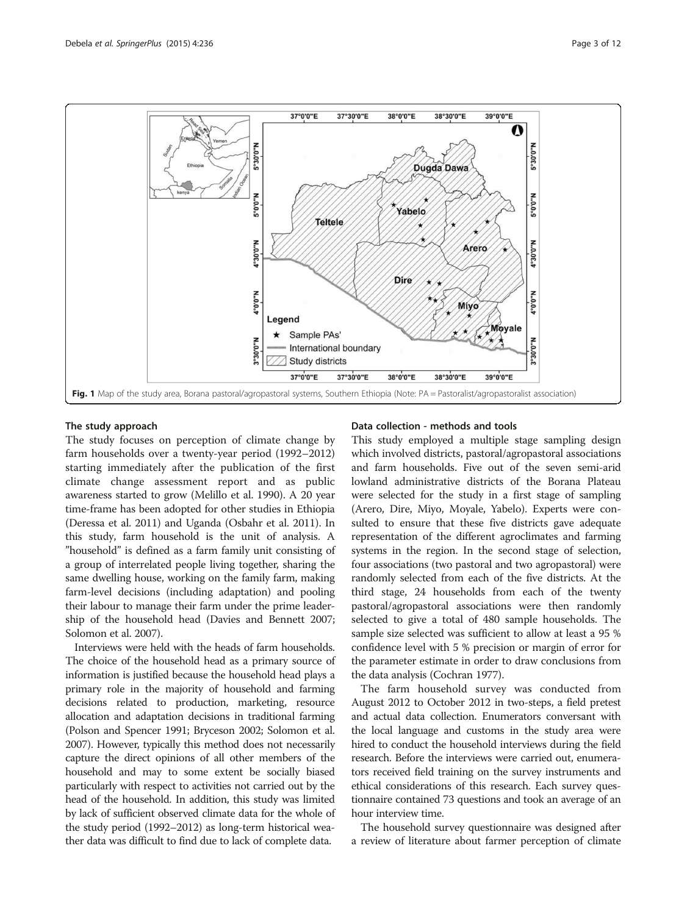Fig. 1 Map of the study area, Borana pastoral/agropastoral systems, Southern Ethiopia (Note: PA = Pastoralist/agropastoralist association)

## The study approach

The study focuses on perception of climate change by farm households over a twenty-year period (1992–2012) starting immediately after the publication of the first climate change assessment report and as public awareness started to grow (Melillo et al. 1990). A 20 year time-frame has been adopted for other studies in Ethiopia (Deressa et al. 2011) and Uganda (Osbahr et al. 2011). In this study, farm household is the unit of analysis. A "household" is defined as a farm family unit consisting of a group of interrelated people living together, sharing the same dwelling house, working on the family farm, making farm-level decisions (including adaptation) and pooling their labour to manage their farm under the prime leadership of the household head (Davies and Bennett 2007; Solomon et al. 2007).

Interviews were held with the heads of farm households. The choice of the household head as a primary source of information is justified because the household head plays a primary role in the majority of household and farming decisions related to production, marketing, resource allocation and adaptation decisions in traditional farming (Polson and Spencer 1991; Bryceson 2002; Solomon et al. 2007). However, typically this method does not necessarily capture the direct opinions of all other members of the household and may to some extent be socially biased particularly with respect to activities not carried out by the head of the household. In addition, this study was limited by lack of sufficient observed climate data for the whole of the study period (1992–2012) as long-term historical weather data was difficult to find due to lack of complete data.

## Data collection - methods and tools

This study employed a multiple stage sampling design which involved districts, pastoral/agropastoral associations and farm households. Five out of the seven semi-arid lowland administrative districts of the Borana Plateau were selected for the study in a first stage of sampling (Arero, Dire, Miyo, Moyale, Yabelo). Experts were consulted to ensure that these five districts gave adequate representation of the different agroclimates and farming systems in the region. In the second stage of selection, four associations (two pastoral and two agropastoral) were randomly selected from each of the five districts. At the third stage, 24 households from each of the twenty pastoral/agropastoral associations were then randomly selected to give a total of 480 sample households. The sample size selected was sufficient to allow at least a 95 % confidence level with 5 % precision or margin of error for the parameter estimate in order to draw conclusions from the data analysis (Cochran 1977).

The farm household survey was conducted from August 2012 to October 2012 in two-steps, a field pretest and actual data collection. Enumerators conversant with the local language and customs in the study area were hired to conduct the household interviews during the field research. Before the interviews were carried out, enumerators received field training on the survey instruments and ethical considerations of this research. Each survey questionnaire contained 73 questions and took an average of an hour interview time.

The household survey questionnaire was designed after a review of literature about farmer perception of climate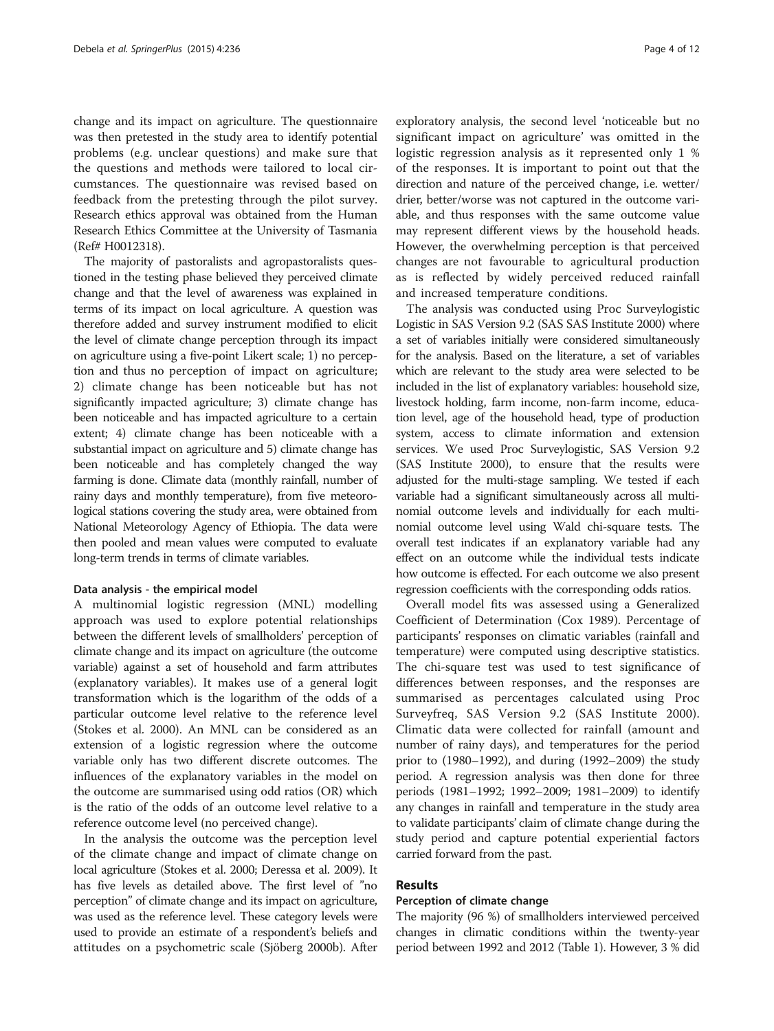change and its impact on agriculture. The questionnaire was then pretested in the study area to identify potential problems (e.g. unclear questions) and make sure that the questions and methods were tailored to local circumstances. The questionnaire was revised based on feedback from the pretesting through the pilot survey. Research ethics approval was obtained from the Human Research Ethics Committee at the University of Tasmania (Ref# H0012318).

The majority of pastoralists and agropastoralists questioned in the testing phase believed they perceived climate change and that the level of awareness was explained in terms of its impact on local agriculture. A question was therefore added and survey instrument modified to elicit the level of climate change perception through its impact on agriculture using a five-point Likert scale; 1) no perception and thus no perception of impact on agriculture; 2) climate change has been noticeable but has not significantly impacted agriculture; 3) climate change has been noticeable and has impacted agriculture to a certain extent; 4) climate change has been noticeable with a substantial impact on agriculture and 5) climate change has been noticeable and has completely changed the way farming is done. Climate data (monthly rainfall, number of rainy days and monthly temperature), from five meteorological stations covering the study area, were obtained from National Meteorology Agency of Ethiopia. The data were then pooled and mean values were computed to evaluate long-term trends in terms of climate variables.

#### Data analysis - the empirical model

A multinomial logistic regression (MNL) modelling approach was used to explore potential relationships between the different levels of smallholders' perception of climate change and its impact on agriculture (the outcome variable) against a set of household and farm attributes (explanatory variables). It makes use of a general logit transformation which is the logarithm of the odds of a particular outcome level relative to the reference level (Stokes et al. 2000). An MNL can be considered as an extension of a logistic regression where the outcome variable only has two different discrete outcomes. The influences of the explanatory variables in the model on the outcome are summarised using odd ratios (OR) which is the ratio of the odds of an outcome level relative to a reference outcome level (no perceived change).

In the analysis the outcome was the perception level of the climate change and impact of climate change on local agriculture (Stokes et al. 2000; Deressa et al. 2009). It has five levels as detailed above. The first level of "no perception" of climate change and its impact on agriculture, was used as the reference level. These category levels were used to provide an estimate of a respondent's beliefs and attitudes on a psychometric scale (Sjöberg 2000b). After exploratory analysis, the second level 'noticeable but no significant impact on agriculture' was omitted in the logistic regression analysis as it represented only 1 % of the responses. It is important to point out that the direction and nature of the perceived change, i.e. wetter/drier, better/worse was not captured in the outcome variable, and thus responses with the same outcome value may represent different views by the household heads. However, the overwhelming perception is that perceived changes are not favourable to agricultural production as is reflected by widely perceived reduced rainfall and increased temperature conditions.

The analysis was conducted using Proc Surveylogistic Logistic in SAS Version 9.2 (SAS SAS Institute 2000) where a set of variables initially were considered simultaneously for the analysis. Based on the literature, a set of variables which are relevant to the study area were selected to be included in the list of explanatory variables: household size, livestock holding, farm income, non-farm income, education level, age of the household head, type of production system, access to climate information and extension services. We used Proc Surveylogistic, SAS Version 9.2 (SAS Institute 2000), to ensure that the results were adjusted for the multi-stage sampling. We tested if each variable had a significant simultaneously across all multinomial outcome levels and individually for each multinomial outcome level using Wald chi-square tests. The overall test indicates if an explanatory variable had any effect on an outcome while the individual tests indicate how outcome is effected. For each outcome we also present regression coefficients with the corresponding odds ratios.

Overall model fits was assessed using a Generalized Coefficient of Determination (Cox 1989). Percentage of participants' responses on climatic variables (rainfall and temperature) were computed using descriptive statistics. The chi-square test was used to test significance of differences between responses, and the responses are summarised as percentages calculated using Proc Surveyfreq, SAS Version 9.2 (SAS Institute 2000). Climatic data were collected for rainfall (amount and number of rainy days), and temperatures for the period prior to (1980–1992), and during (1992–2009) the study period. A regression analysis was then done for three periods (1981–1992; 1992–2009; 1981–2009) to identify any changes in rainfall and temperature in the study area to validate participants' claim of climate change during the study period and capture potential experiential factors carried forward from the past.

## Results

### Perception of climate change

The majority (96 %) of smallholders interviewed perceived changes in climatic conditions within the twenty-year period between 1992 and 2012 (Table 1). However, 3 % did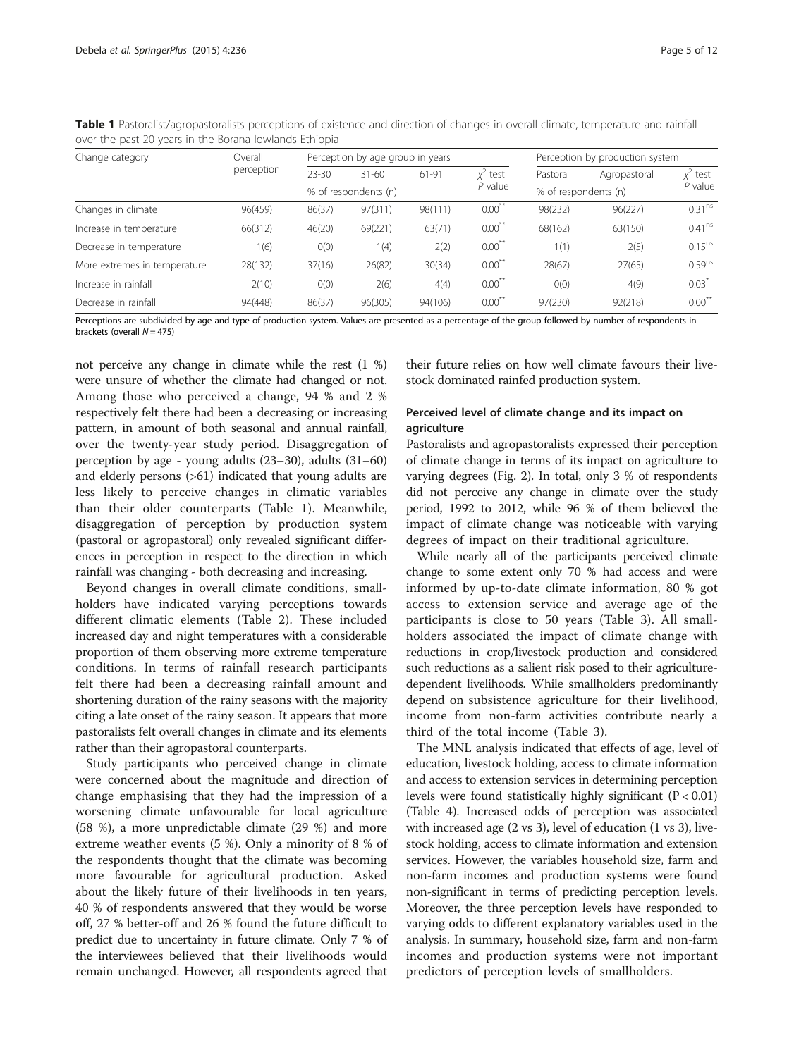**Table 1** Pastoralist/agropastoralists perceptions of existence and direction of changes in overall climate, temperature and rainfall over the past 20 years in the Borana lowlands Ethiopia

| Change category | Overall perception | Perception by age group in years | | | | Perception by production system | | |
|---|---|---|---|---|---|---|---|---|
| | | 23-30 | 31-60 | 61-91 | $\chi^2$ test *P* value | Pastoral | Agropastoral | $\chi^2$ test *P* value |
| | | % of respondents (n) | | | | % of respondents (n) | | |
| Changes in climate | 96(459) | 86(37) | 97(311) | 98(111) | $0.00^{**}$ | 98(232) | 96(227) | $0.31^{ns}$ |
| Increase in temperature | 66(312) | 46(20) | 69(221) | 63(71) | $0.00^{**}$ | 68(162) | 63(150) | $0.41^{ns}$ |
| Decrease in temperature | 1(6) | 0(0) | 1(4) | 2(2) | $0.00^{**}$ | 1(1) | 2(5) | $0.15^{ns}$ |
| More extremes in temperature | 28(132) | 37(16) | 26(82) | 30(34) | $0.00^{**}$ | 28(67) | 27(65) | $0.59^{ns}$ |
| Increase in rainfall | 2(10) | 0(0) | 2(6) | 4(4) | $0.00^{**}$ | 0(0) | 4(9) | $0.03^{*}$ |
| Decrease in rainfall | 94(448) | 86(37) | 96(305) | 94(106) | $0.00^{**}$ | 97(230) | 92(218) | $0.00^{**}$ |

Perceptions are subdivided by age and type of production system. Values are presented as a percentage of the group followed by number of respondents in brackets (overall $N = 475$)

not perceive any change in climate while the rest (1 %) were unsure of whether the climate had changed or not. Among those who perceived a change, 94 % and 2 % respectively felt there had been a decreasing or increasing pattern, in amount of both seasonal and annual rainfall, over the twenty-year study period. Disaggregation of perception by age - young adults (23–30), adults (31–60) and elderly persons (>61) indicated that young adults are less likely to perceive changes in climatic variables than their older counterparts (Table 1). Meanwhile, disaggregation of perception by production system (pastoral or agropastoral) only revealed significant differences in perception in respect to the direction in which rainfall was changing - both decreasing and increasing.

Beyond changes in overall climate conditions, smallholders have indicated varying perceptions towards different climatic elements (Table 2). These included increased day and night temperatures with a considerable proportion of them observing more extreme temperature conditions. In terms of rainfall research participants felt there had been a decreasing rainfall amount and shortening duration of the rainy seasons with the majority citing a late onset of the rainy season. It appears that more pastoralists felt overall changes in climate and its elements rather than their agropastoral counterparts.

Study participants who perceived change in climate were concerned about the magnitude and direction of change emphasising that they had the impression of a worsening climate unfavourable for local agriculture (58 %), a more unpredictable climate (29 %) and more extreme weather events (5 %). Only a minority of 8 % of the respondents thought that the climate was becoming more favourable for agricultural production. Asked about the likely future of their livelihoods in ten years, 40 % of respondents answered that they would be worse off, 27 % better-off and 26 % found the future difficult to predict due to uncertainty in future climate. Only 7 % of the interviewees believed that their livelihoods would remain unchanged. However, all respondents agreed that their future relies on how well climate favours their livestock dominated rainfed production system.

### Perceived level of climate change and its impact on agriculture

Pastoralists and agropastoralists expressed their perception of climate change in terms of its impact on agriculture to varying degrees (Fig. 2). In total, only 3 % of respondents did not perceive any change in climate over the study period, 1992 to 2012, while 96 % of them believed the impact of climate change was noticeable with varying degrees of impact on their traditional agriculture.

While nearly all of the participants perceived climate change to some extent only 70 % had access and were informed by up-to-date climate information, 80 % got access to extension service and average age of the participants is close to 50 years (Table 3). All smallholders associated the impact of climate change with reductions in crop/livestock production and considered such reductions as a salient risk posed to their agriculture-dependent livelihoods. While smallholders predominantly depend on subsistence agriculture for their livelihood, income from non-farm activities contribute nearly a third of the total income (Table 3).

The MNL analysis indicated that effects of age, level of education, livestock holding, access to climate information and access to extension services in determining perception levels were found statistically highly significant ($P < 0.01$) (Table 4). Increased odds of perception was associated with increased age (2 vs 3), level of education (1 vs 3), livestock holding, access to climate information and extension services. However, the variables household size, farm and non-farm incomes and production systems were found non-significant in terms of predicting perception levels. Moreover, the three perception levels have responded to varying odds to different explanatory variables used in the analysis. In summary, household size, farm and non-farm incomes and production systems were not important predictors of perception levels of smallholders.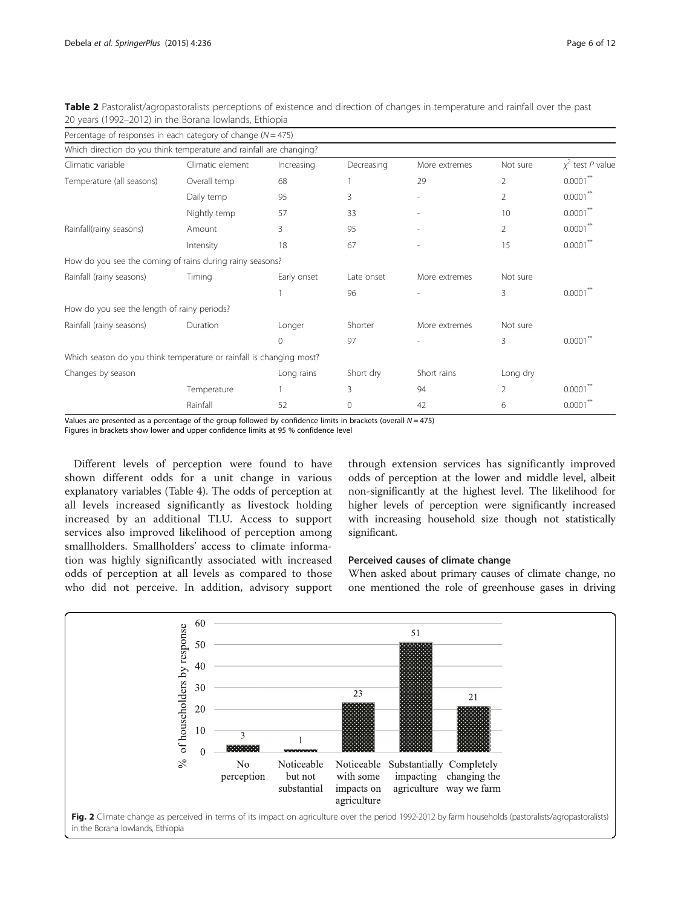**Table 2** Pastoralist/agropastoralists perceptions of existence and direction of changes in temperature and rainfall over the past 20 years (1992–2012) in the Borana lowlands, Ethiopia

| Percentage of responses in each category of change ($N = 475$) | | | | | | |
|---|---|---|---|---|---|---|
| Which direction do you think temperature and rainfall are changing? | | | | | | |
| Climatic variable | Climatic element | Increasing | Decreasing | More extremes | Not sure | $\chi^2$ test $P$ value |
| Temperature (all seasons) | Overall temp | 68 | 1 | 29 | 2 | 0.0001** |
| | Daily temp | 95 | 3 | - | 2 | 0.0001** |
| | Nightly temp | 57 | 33 | - | 10 | 0.0001** |
| Rainfall(rainy seasons) | Amount | 3 | 95 | - | 2 | 0.0001** |
| | Intensity | 18 | 67 | - | 15 | 0.0001** |
| How do you see the coming of rains during rainy seasons? | | | | | | |
| Rainfall (rainy seasons) | Timing | Early onset | Late onset | More extremes | Not sure | |
| | | 1 | 96 | - | 3 | 0.0001** |
| How do you see the length of rainy periods? | | | | | | |
| Rainfall (rainy seasons) | Duration | Longer | Shorter | More extremes | Not sure | |
| | | 0 | 97 | - | 3 | 0.0001** |
| Which season do you think temperature or rainfall is changing most? | | | | | | |
| Changes by season | | Long rains | Short dry | Short rains | Long dry | |
| | Temperature | 1 | 3 | 94 | 2 | 0.0001** |
| | Rainfall | 52 | 0 | 42 | 6 | 0.0001** |

Values are presented as a percentage of the group followed by confidence limits in brackets (overall $N = 475$)
Figures in brackets show lower and upper confidence limits at 95 % confidence level

Different levels of perception were found to have shown different odds for a unit change in various explanatory variables (Table 4). The odds of perception at all levels increased significantly as livestock holding increased by an additional TLU. Access to support services also improved likelihood of perception among smallholders. Smallholders' access to climate information was highly significantly associated with increased odds of perception at all levels as compared to those who did not perceive. In addition, advisory support through extension services has significantly improved odds of perception at the lower and middle level, albeit non-significantly at the highest level. The likelihood for higher levels of perception were significantly increased with increasing household size though not statistically significant.

### Perceived causes of climate change

When asked about primary causes of climate change, no one mentioned the role of greenhouse gases in driving

**Fig. 2** Climate change as perceived in terms of its impact on agriculture over the period 1992-2012 by farm households (pastoralists/agropastoralists) in the Borana lowlands, Ethiopia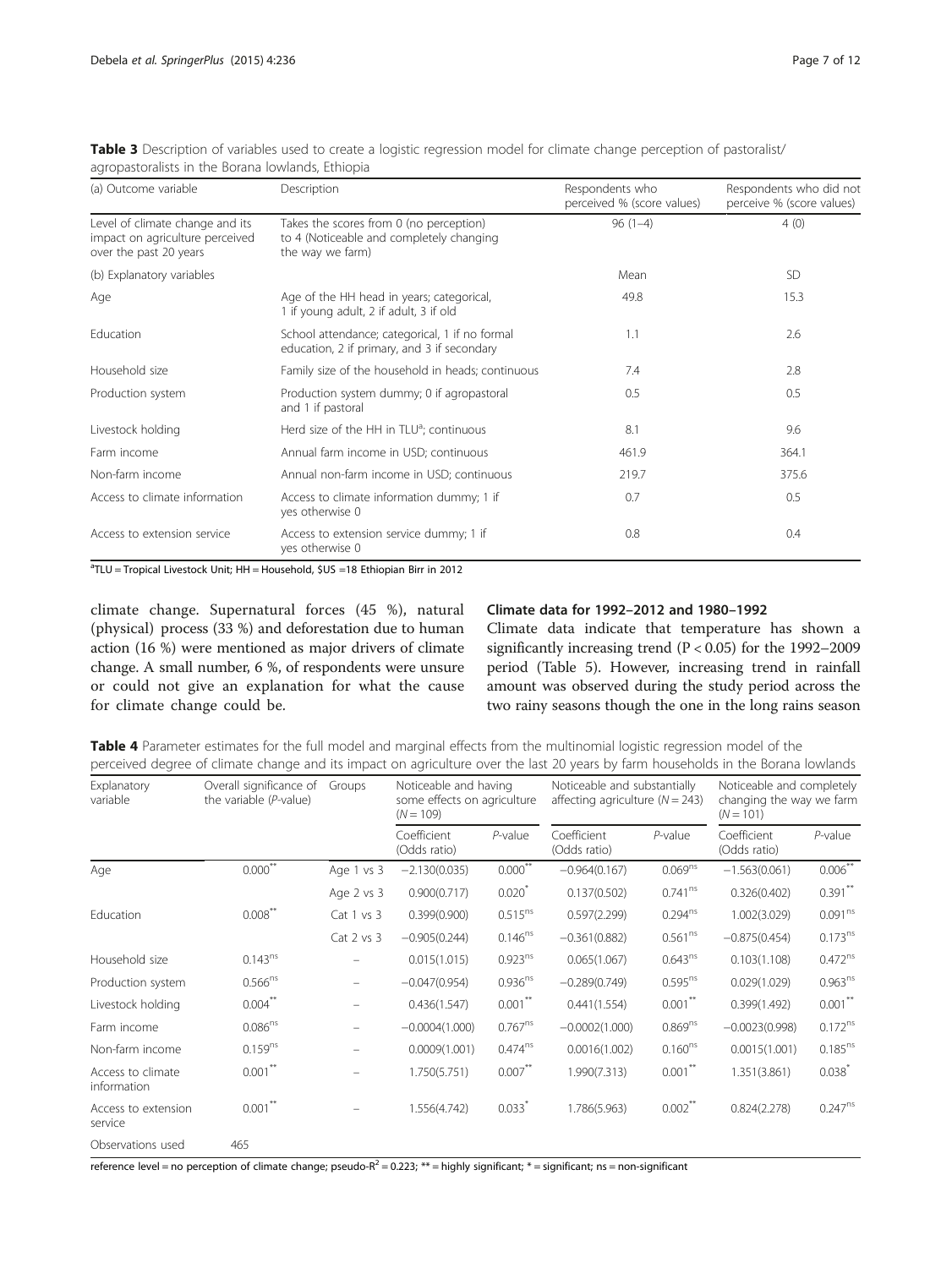**Table 3** Description of variables used to create a logistic regression model for climate change perception of pastoralist/agropastoralists in the Borana lowlands, Ethiopia

| (a) Outcome variable | Description | Respondents who perceived % (score values) | Respondents who did not perceive % (score values) |
|---|---|---|---|
| Level of climate change and its impact on agriculture perceived over the past 20 years | Takes the scores from 0 (no perception) to 4 (Noticeable and completely changing the way we farm) | 96 (1–4) | 4 (0) |
| (b) Explanatory variables | | Mean | SD |
| Age | Age of the HH head in years; categorical, 1 if young adult, 2 if adult, 3 if old | 49.8 | 15.3 |
| Education | School attendance; categorical, 1 if no formal education, 2 if primary, and 3 if secondary | 1.1 | 2.6 |
| Household size | Family size of the household in heads; continuous | 7.4 | 2.8 |
| Production system | Production system dummy; 0 if agropastoral and 1 if pastoral | 0.5 | 0.5 |
| Livestock holding | Herd size of the HH in TLU[a]; continuous | 8.1 | 9.6 |
| Farm income | Annual farm income in USD; continuous | 461.9 | 364.1 |
| Non-farm income | Annual non-farm income in USD; continuous | 219.7 | 375.6 |
| Access to climate information | Access to climate information dummy; 1 if yes otherwise 0 | 0.7 | 0.5 |
| Access to extension service | Access to extension service dummy; 1 if yes otherwise 0 | 0.8 | 0.4 |

[a]TLU = Tropical Livestock Unit; HH = Household, $US =18 Ethiopian Birr in 2012

climate change. Supernatural forces (45 %), natural (physical) process (33 %) and deforestation due to human action (16 %) were mentioned as major drivers of climate change. A small number, 6 %, of respondents were unsure or could not give an explanation for what the cause for climate change could be.

### Climate data for 1992–2012 and 1980–1992

Climate data indicate that temperature has shown a significantly increasing trend ($P < 0.05$) for the 1992–2009 period (Table 5). However, increasing trend in rainfall amount was observed during the study period across the two rainy seasons though the one in the long rains season

**Table 4** Parameter estimates for the full model and marginal effects from the multinomial logistic regression model of the perceived degree of climate change and its impact on agriculture over the last 20 years by farm households in the Borana lowlands

| Explanatory variable | Overall significance of the variable (*P*-value) | Groups | Noticeable and having some effects on agriculture ($N = 109$) | | Noticeable and substantially affecting agriculture ($N = 243$) | | Noticeable and completely changing the way we farm ($N = 101$) | |
|---|---|---|---|---|---|---|---|---|
| | | | Coefficient (Odds ratio) | *P*-value | Coefficient (Odds ratio) | *P*-value | Coefficient (Odds ratio) | *P*-value |
| Age | 0.000** | Age 1 vs 3 | −2.130(0.035) | 0.000** | −0.964(0.167) | 0.069ns | −1.563(0.061) | 0.006** |
| | | Age 2 vs 3 | 0.900(0.717) | 0.020* | 0.137(0.502) | 0.741ns | 0.326(0.402) | 0.391** |
| Education | 0.008** | Cat 1 vs 3 | 0.399(0.900) | 0.515ns | 0.597(2.299) | 0.294ns | 1.002(3.029) | 0.091ns |
| | | Cat 2 vs 3 | −0.905(0.244) | 0.146ns | −0.361(0.882) | 0.561ns | −0.875(0.454) | 0.173ns |
| Household size | 0.143ns | – | 0.015(1.015) | 0.923ns | 0.065(1.067) | 0.643ns | 0.103(1.108) | 0.472ns |
| Production system | 0.566ns | – | −0.047(0.954) | 0.936ns | −0.289(0.749) | 0.595ns | 0.029(1.029) | 0.963ns |
| Livestock holding | 0.004** | – | 0.436(1.547) | 0.001** | 0.441(1.554) | 0.001** | 0.399(1.492) | 0.001** |
| Farm income | 0.086ns | – | −0.0004(1.000) | 0.767ns | −0.0002(1.000) | 0.869ns | −0.0023(0.998) | 0.172ns |
| Non-farm income | 0.159ns | – | 0.0009(1.001) | 0.474ns | 0.0016(1.002) | 0.160ns | 0.0015(1.001) | 0.185ns |
| Access to climate information | 0.001** | – | 1.750(5.751) | 0.007** | 1.990(7.313) | 0.001** | 1.351(3.861) | 0.038* |
| Access to extension service | 0.001** | – | 1.556(4.742) | 0.033* | 1.786(5.963) | 0.002** | 0.824(2.278) | 0.247ns |
| Observations used | 465 | | | | | | | |

reference level = no perception of climate change; pseudo-$R^2$ = 0.223; ** = highly significant; * = significant; ns = non-significant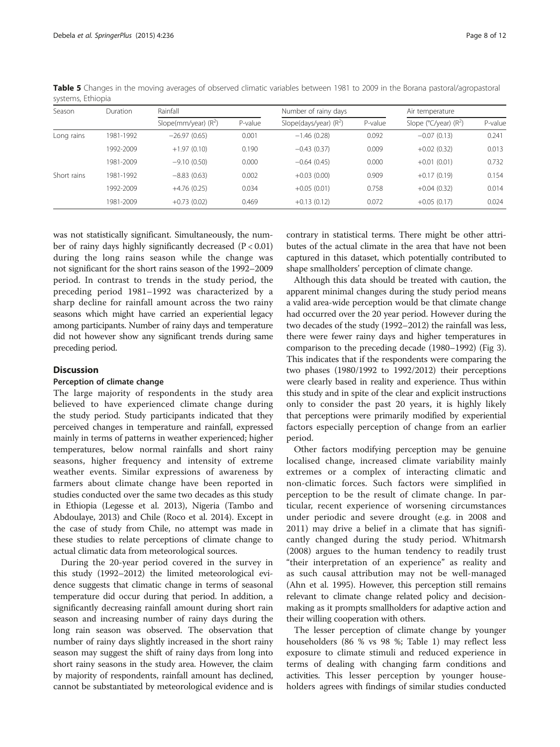**Table 5** Changes in the moving averages of observed climatic variables between 1981 to 2009 in the Borana pastoral/agropastoral systems, Ethiopia

| Season | Duration | Rainfall | | Number of rainy days | | Air temperature | |
|---|---|---|---|---|---|---|---|
| | | Slope(mm/year) ($R^2$) | P-value | Slope(days/year) ($R^2$) | P-value | Slope (°C/year) ($R^2$) | P-value |
| Long rains | 1981-1992 | −26.97 (0.65) | 0.001 | −1.46 (0.28) | 0.092 | −0.07 (0.13) | 0.241 |
| | 1992-2009 | +1.97 (0.10) | 0.190 | −0.43 (0.37) | 0.009 | +0.02 (0.32) | 0.013 |
| | 1981-2009 | −9.10 (0.50) | 0.000 | −0.64 (0.45) | 0.000 | +0.01 (0.01) | 0.732 |
| Short rains | 1981-1992 | −8.83 (0.63) | 0.002 | +0.03 (0.00) | 0.909 | +0.17 (0.19) | 0.154 |
| | 1992-2009 | +4.76 (0.25) | 0.034 | +0.05 (0.01) | 0.758 | +0.04 (0.32) | 0.014 |
| | 1981-2009 | +0.73 (0.02) | 0.469 | +0.13 (0.12) | 0.072 | +0.05 (0.17) | 0.024 |

was not statistically significant. Simultaneously, the number of rainy days highly significantly decreased ($P < 0.01$) during the long rains season while the change was not significant for the short rains season of the 1992–2009 period. In contrast to trends in the study period, the preceding period 1981–1992 was characterized by a sharp decline for rainfall amount across the two rainy seasons which might have carried an experiential legacy among participants. Number of rainy days and temperature did not however show any significant trends during same preceding period.

## Discussion

### Perception of climate change

The large majority of respondents in the study area believed to have experienced climate change during the study period. Study participants indicated that they perceived changes in temperature and rainfall, expressed mainly in terms of patterns in weather experienced; higher temperatures, below normal rainfalls and short rainy seasons, higher frequency and intensity of extreme weather events. Similar expressions of awareness by farmers about climate change have been reported in studies conducted over the same two decades as this study in Ethiopia (Legesse et al. 2013), Nigeria (Tambo and Abdoulaye, 2013) and Chile (Roco et al. 2014). Except in the case of study from Chile, no attempt was made in these studies to relate perceptions of climate change to actual climatic data from meteorological sources.

During the 20-year period covered in the survey in this study (1992–2012) the limited meteorological evidence suggests that climatic change in terms of seasonal temperature did occur during that period. In addition, a significantly decreasing rainfall amount during short rain season and increasing number of rainy days during the long rain season was observed. The observation that number of rainy days slightly increased in the short rainy season may suggest the shift of rainy days from long into short rainy seasons in the study area. However, the claim by majority of respondents, rainfall amount has declined, cannot be substantiated by meteorological evidence and is contrary in statistical terms. There might be other attributes of the actual climate in the area that have not been captured in this dataset, which potentially contributed to shape smallholders' perception of climate change.

Although this data should be treated with caution, the apparent minimal changes during the study period means a valid area-wide perception would be that climate change had occurred over the 20 year period. However during the two decades of the study (1992–2012) the rainfall was less, there were fewer rainy days and higher temperatures in comparison to the preceding decade (1980–1992) (Fig 3). This indicates that if the respondents were comparing the two phases (1980/1992 to 1992/2012) their perceptions were clearly based in reality and experience. Thus within this study and in spite of the clear and explicit instructions only to consider the past 20 years, it is highly likely that perceptions were primarily modified by experiential factors especially perception of change from an earlier period.

Other factors modifying perception may be genuine localised change, increased climate variability mainly extremes or a complex of interacting climatic and non-climatic forces. Such factors were simplified in perception to be the result of climate change. In particular, recent experience of worsening circumstances under periodic and severe drought (e.g. in 2008 and 2011) may drive a belief in a climate that has significantly changed during the study period. Whitmarsh (2008) argues to the human tendency to readily trust "their interpretation of an experience" as reality and as such causal attribution may not be well-managed (Ahn et al. 1995). However, this perception still remains relevant to climate change related policy and decision-making as it prompts smallholders for adaptive action and their willing cooperation with others.

The lesser perception of climate change by younger householders (86 % vs 98 %; Table 1) may reflect less exposure to climate stimuli and reduced experience in terms of dealing with changing farm conditions and activities. This lesser perception by younger householders agrees with findings of similar studies conducted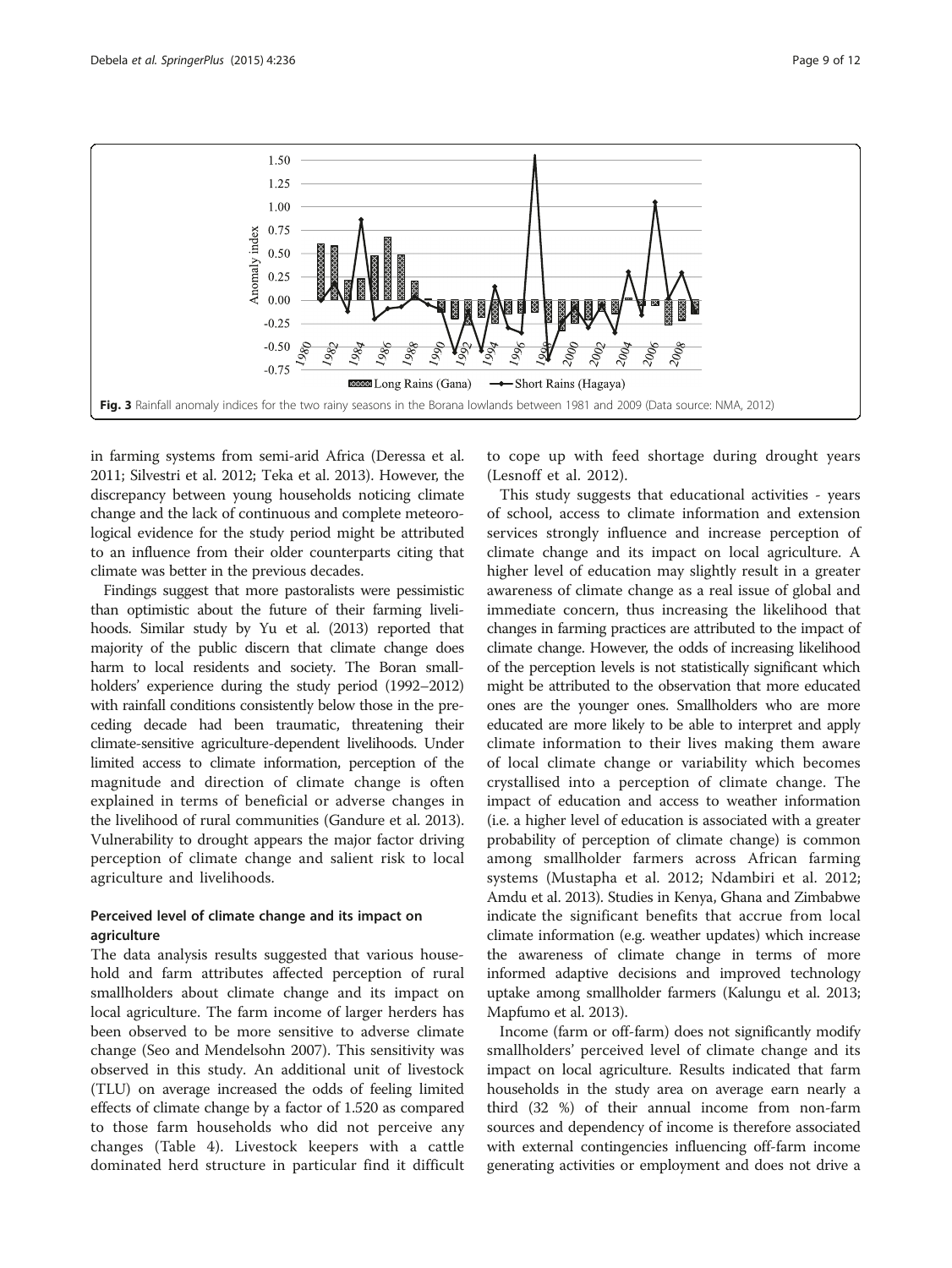1.50
1.25
1.00
0.75
0.50
0.25
0.00
-0.25
-0.50
-0.75

Anomaly index

1980
1982
1984
1986
1988
1990
1992
1994
1996
1998
2000
2002
2004
2006
2008

Long Rains (Gana)
Short Rains (Hagaya)

**Fig. 3** Rainfall anomaly indices for the two rainy seasons in the Borana lowlands between 1981 and 2009 (Data source: NMA, 2012)

in farming systems from semi-arid Africa (Deressa et al. 2011; Silvestri et al. 2012; Teka et al. 2013). However, the discrepancy between young households noticing climate change and the lack of continuous and complete meteorological evidence for the study period might be attributed to an influence from their older counterparts citing that climate was better in the previous decades.

Findings suggest that more pastoralists were pessimistic than optimistic about the future of their farming livelihoods. Similar study by Yu et al. (2013) reported that majority of the public discern that climate change does harm to local residents and society. The Boran smallholders' experience during the study period (1992–2012) with rainfall conditions consistently below those in the preceding decade had been traumatic, threatening their climate-sensitive agriculture-dependent livelihoods. Under limited access to climate information, perception of the magnitude and direction of climate change is often explained in terms of beneficial or adverse changes in the livelihood of rural communities (Gandure et al. 2013). Vulnerability to drought appears the major factor driving perception of climate change and salient risk to local agriculture and livelihoods.

### Perceived level of climate change and its impact on agriculture

The data analysis results suggested that various household and farm attributes affected perception of rural smallholders about climate change and its impact on local agriculture. The farm income of larger herders has been observed to be more sensitive to adverse climate change (Seo and Mendelsohn 2007). This sensitivity was observed in this study. An additional unit of livestock (TLU) on average increased the odds of feeling limited effects of climate change by a factor of 1.520 as compared to those farm households who did not perceive any changes (Table 4). Livestock keepers with a cattle dominated herd structure in particular find it difficult to cope up with feed shortage during drought years (Lesnoff et al. 2012).

This study suggests that educational activities - years of school, access to climate information and extension services strongly influence and increase perception of climate change and its impact on local agriculture. A higher level of education may slightly result in a greater awareness of climate change as a real issue of global and immediate concern, thus increasing the likelihood that changes in farming practices are attributed to the impact of climate change. However, the odds of increasing likelihood of the perception levels is not statistically significant which might be attributed to the observation that more educated ones are the younger ones. Smallholders who are more educated are more likely to be able to interpret and apply climate information to their lives making them aware of local climate change or variability which becomes crystallised into a perception of climate change. The impact of education and access to weather information (i.e. a higher level of education is associated with a greater probability of perception of climate change) is common among smallholder farmers across African farming systems (Mustapha et al. 2012; Ndambiri et al. 2012; Amdu et al. 2013). Studies in Kenya, Ghana and Zimbabwe indicate the significant benefits that accrue from local climate information (e.g. weather updates) which increase the awareness of climate change in terms of more informed adaptive decisions and improved technology uptake among smallholder farmers (Kalungu et al. 2013; Mapfumo et al. 2013).

Income (farm or off-farm) does not significantly modify smallholders' perceived level of climate change and its impact on local agriculture. Results indicated that farm households in the study area on average earn nearly a third (32 %) of their annual income from non-farm sources and dependency of income is therefore associated with external contingencies influencing off-farm income generating activities or employment and does not drive a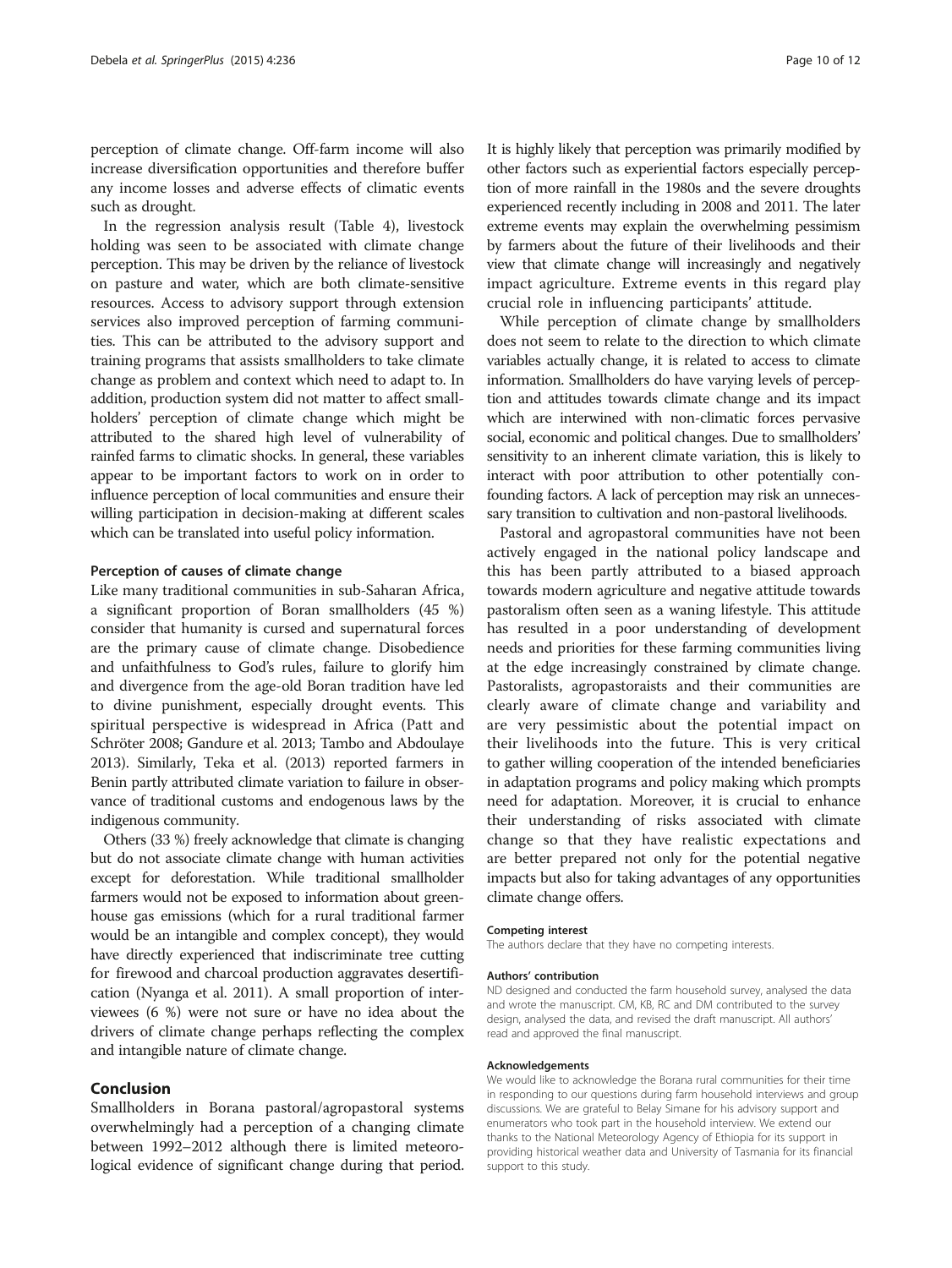perception of climate change. Off-farm income will also increase diversification opportunities and therefore buffer any income losses and adverse effects of climatic events such as drought.

In the regression analysis result (Table 4), livestock holding was seen to be associated with climate change perception. This may be driven by the reliance of livestock on pasture and water, which are both climate-sensitive resources. Access to advisory support through extension services also improved perception of farming communities. This can be attributed to the advisory support and training programs that assists smallholders to take climate change as problem and context which need to adapt to. In addition, production system did not matter to affect smallholders' perception of climate change which might be attributed to the shared high level of vulnerability of rainfed farms to climatic shocks. In general, these variables appear to be important factors to work on in order to influence perception of local communities and ensure their willing participation in decision-making at different scales which can be translated into useful policy information.

### Perception of causes of climate change

Like many traditional communities in sub-Saharan Africa, a significant proportion of Boran smallholders (45 %) consider that humanity is cursed and supernatural forces are the primary cause of climate change. Disobedience and unfaithfulness to God's rules, failure to glorify him and divergence from the age-old Boran tradition have led to divine punishment, especially drought events. This spiritual perspective is widespread in Africa (Patt and Schröter 2008; Gandure et al. 2013; Tambo and Abdoulaye 2013). Similarly, Teka et al. (2013) reported farmers in Benin partly attributed climate variation to failure in observance of traditional customs and endogenous laws by the indigenous community.

Others (33 %) freely acknowledge that climate is changing but do not associate climate change with human activities except for deforestation. While traditional smallholder farmers would not be exposed to information about greenhouse gas emissions (which for a rural traditional farmer would be an intangible and complex concept), they would have directly experienced that indiscriminate tree cutting for firewood and charcoal production aggravates desertification (Nyanga et al. 2011). A small proportion of interviewees (6 %) were not sure or have no idea about the drivers of climate change perhaps reflecting the complex and intangible nature of climate change.

## Conclusion

Smallholders in Borana pastoral/agropastoral systems overwhelmingly had a perception of a changing climate between 1992–2012 although there is limited meteorological evidence of significant change during that period. It is highly likely that perception was primarily modified by other factors such as experiential factors especially perception of more rainfall in the 1980s and the severe droughts experienced recently including in 2008 and 2011. The later extreme events may explain the overwhelming pessimism by farmers about the future of their livelihoods and their view that climate change will increasingly and negatively impact agriculture. Extreme events in this regard play crucial role in influencing participants' attitude.

While perception of climate change by smallholders does not seem to relate to the direction to which climate variables actually change, it is related to access to climate information. Smallholders do have varying levels of perception and attitudes towards climate change and its impact which are interwined with non-climatic forces pervasive social, economic and political changes. Due to smallholders' sensitivity to an inherent climate variation, this is likely to interact with poor attribution to other potentially confounding factors. A lack of perception may risk an unnecessary transition to cultivation and non-pastoral livelihoods.

Pastoral and agropastoral communities have not been actively engaged in the national policy landscape and this has been partly attributed to a biased approach towards modern agriculture and negative attitude towards pastoralism often seen as a waning lifestyle. This attitude has resulted in a poor understanding of development needs and priorities for these farming communities living at the edge increasingly constrained by climate change. Pastoralists, agropastoraists and their communities are clearly aware of climate change and variability and are very pessimistic about the potential impact on their livelihoods into the future. This is very critical to gather willing cooperation of the intended beneficiaries in adaptation programs and policy making which prompts need for adaptation. Moreover, it is crucial to enhance their understanding of risks associated with climate change so that they have realistic expectations and are better prepared not only for the potential negative impacts but also for taking advantages of any opportunities climate change offers.

#### Competing interest

The authors declare that they have no competing interests.

#### Authors' contribution

ND designed and conducted the farm household survey, analysed the data and wrote the manuscript. CM, KB, RC and DM contributed to the survey design, analysed the data, and revised the draft manuscript. All authors' read and approved the final manuscript.

#### Acknowledgements

We would like to acknowledge the Borana rural communities for their time in responding to our questions during farm household interviews and group discussions. We are grateful to Belay Simane for his advisory support and enumerators who took part in the household interview. We extend our thanks to the National Meteorology Agency of Ethiopia for its support in providing historical weather data and University of Tasmania for its financial support to this study.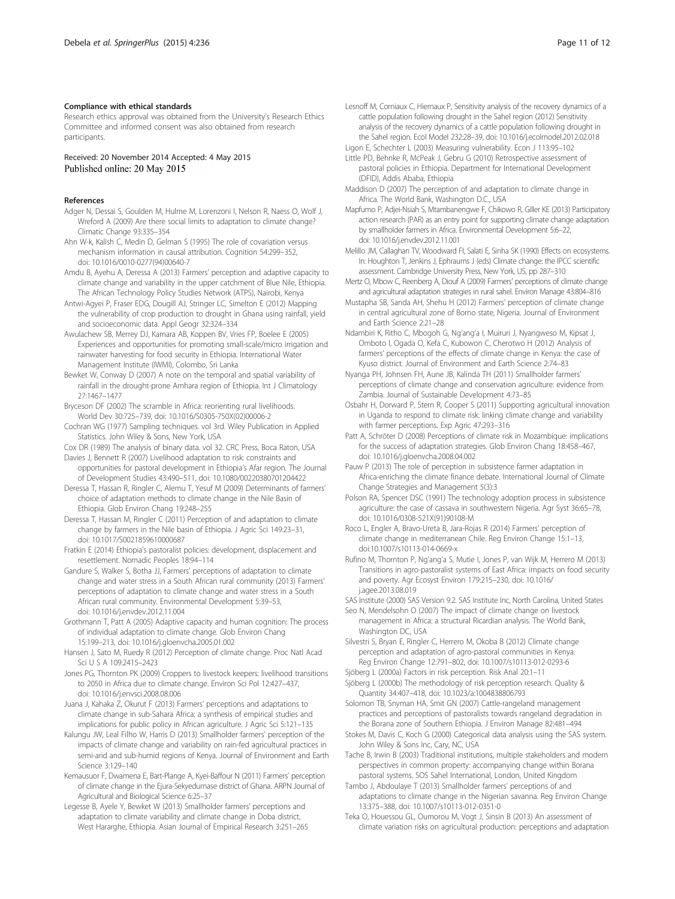**Compliance with ethical standards**

Research ethics approval was obtained from the University's Research Ethics Committee and informed consent was also obtained from research participants.

Received: 20 November 2014 Accepted: 4 May 2015
Published online: 20 May 2015

## References

Adger N, Dessai S, Goulden M, Hulme M, Lorenzoni I, Nelson R, Naess O, Wolf J, Wreford A (2009) Are there social limits to adaptation to climate change? Climatic Change 93:335–354

Ahn W-k, Kalish C, Medin D, Gelman S (1995) The role of covariation versus mechanism information in causal attribution. Cognition 54:299–352, doi: 10.1016/0010-0277(94)00640-7

Amdu B, Ayehu A, Deressa A (2013) Farmers' perception and adaptive capacity to climate change and variability in the upper catchment of Blue Nile, Ethiopia. The African Technology Policy Studies Network (ATPS), Nairobi, Kenya

Antwi-Agyei P, Fraser EDG, Dougill AJ, Stringer LC, Simelton E (2012) Mapping the vulnerability of crop production to drought in Ghana using rainfall, yield and socioeconomic data. Appl Geogr 32:324–334

Awulachew SB, Merrey DJ, Kamara AB, Koppen BV, Vries FP, Boelee E (2005) Experiences and opportunities for promoting small-scale/micro irrigation and rainwater harvesting for food security in Ethiopia. International Water Management Institute (IWMI), Colombo, Sri Lanka

Bewket W, Conway D (2007) A note on the temporal and spatial variability of rainfall in the drought-prone Amhara region of Ethiopia. Int J Climatology 27:1467–1477

Bryceson DF (2002) The scramble in Africa: reorienting rural livelihoods. World Dev 30:725–739, doi: 10.1016/S0305-750X(02)00006-2

Cochran WG (1977) Sampling techniques. vol 3rd. Wiley Publication in Applied Statistics. John Wiley & Sons, New York, USA

Cox DR (1989) The analysis of binary data. vol 32. CRC Press, Boca Raton, USA

Davies J, Bennett R (2007) Livelihood adaptation to risk: constraints and opportunities for pastoral development in Ethiopia's Afar region. The Journal of Development Studies 43:490–511, doi: 10.1080/00220380701204422

Deressa T, Hassan R, Ringler C, Alemu T, Yesuf M (2009) Determinants of farmers' choice of adaptation methods to climate change in the Nile Basin of Ethiopia. Glob Environ Chang 19:248–255

Deressa T, Hassan M, Ringler C (2011) Perception of and adaptation to climate change by farmers in the Nile basin of Ethiopia. J Agric Sci 149:23–31, doi: 10.1017/S0021859610000687

Fratkin E (2014) Ethiopia's pastoralist policies: development, displacement and resettlement. Nomadic Peoples 18:94–114

Gandure S, Walker S, Botha JJ, Farmers' perceptions of adaptation to climate change and water stress in a South African rural community (2013) Farmers' perceptions of adaptation to climate change and water stress in a South African rural community. Environmental Development 5:39–53, doi: 10.1016/j.envdev.2012.11.004

Grothmann T, Patt A (2005) Adaptive capacity and human cognition: The process of individual adaptation to climate change. Glob Environ Chang 15:199–213, doi: 10.1016/j.gloenvcha.2005.01.002

Hansen J, Sato M, Ruedy R (2012) Perception of climate change. Proc Natl Acad Sci U S A 109:2415–2423

Jones PG, Thornton PK (2009) Croppers to livestock keepers: livelihood transitions to 2050 in Africa due to climate change. Environ Sci Pol 12:427–437, doi: 10.1016/j.envsci.2008.08.006

Juana J, Kahaka Z, Okurut F (2013) Farmers' perceptions and adaptations to climate change in sub-Sahara Africa: a synthesis of empirical studies and implications for public policy in African agriculture. J Agric Sci 5:121–135

Kalungu JW, Leal Filho W, Harris D (2013) Smallholder farmers' perception of the impacts of climate change and variability on rain-fed agricultural practices in semi-arid and sub-humid regions of Kenya. Journal of Environment and Earth Science 3:129–140

Kemausuor F, Dwamena E, Bart-Plange A, Kyei-Baffour N (2011) Farmers' perception of climate change in the Ejura-Sekyedumase district of Ghana. ARPN Journal of Agricultural and Biological Science 6:25–37

Legesse B, Ayele Y, Bewket W (2013) Smallholder farmers' perceptions and adaptation to climate variability and climate change in Doba district, West Hararghe, Ethiopia. Asian Journal of Empirical Research 3:251–265

Lesnoff M, Corniaux C, Hiernaux P, Sensitivity analysis of the recovery dynamics of a cattle population following drought in the Sahel region (2012) Sensitivity analysis of the recovery dynamics of a cattle population following drought in the Sahel region. Ecol Model 232:28–39, doi: 10.1016/j.ecolmodel.2012.02.018

Ligon E, Schechter L (2003) Measuring vulnerability. Econ J 113:95–102

Little PD, Behnke R, McPeak J, Gebru G (2010) Retrospective assessment of pastoral policies in Ethiopia. Department for International Development (DFID), Addis Ababa, Ethiopia

Maddison D (2007) The perception of and adaptation to climate change in Africa. The World Bank, Washington D.C., USA

Mapfumo P, Adjei-Nsiah S, Mtambanengwe F, Chikowo R, Giller KE (2013) Participatory action research (PAR) as an entry point for supporting climate change adaptation by smallholder farmers in Africa. Environmental Development 5:6–22, doi: 10.1016/j.envdev.2012.11.001

Melillo JM, Callaghan TV, Woodward FI, Salati E, Sinha SK (1990) Effects on ecosystems. In: Houghton T, Jenkins J, Ephraums J (eds) Climate change: the IPCC scientific assessment. Cambridge University Press, New York, US, pp 287–310

Mertz O, Mbow C, Reenberg A, Diouf A (2009) Farmers' perceptions of climate change and agricultural adaptation strategies in rural sahel. Environ Manage 43:804–816

Mustapha SB, Sanda AH, Shehu H (2012) Farmers' perception of climate change in central agricultural zone of Borno state, Nigeria. Journal of Environment and Earth Science 2:21–28

Ndambiri K, Ritho C, Mbogoh G, Ng'ang'a I, Muiruri J, Nyangweso M, Kipsat J, Omboto I, Ogada O, Kefa C, Kubowon C, Cherotwo H (2012) Analysis of farmers' perceptions of the effects of climate change in Kenya: the case of Kyuso district. Journal of Environment and Earth Science 2:74–83

Nyanga PH, Johnsen FH, Aune JB, Kalinda TH (2011) Smallholder farmers' perceptions of climate change and conservation agriculture: evidence from Zambia. Journal of Sustainable Development 4:73–85

Osbahr H, Dorward P, Stern R, Cooper S (2011) Supporting agricultural innovation in Uganda to respond to climate risk: linking climate change and variability with farmer perceptions. Exp Agric 47:293–316

Patt A, Schröter D (2008) Perceptions of climate risk in Mozambique: implications for the success of adaptation strategies. Glob Environ Chang 18:458–467, doi: 10.1016/j.gloenvcha.2008.04.002

Pauw P (2013) The role of perception in subsistence farmer adaptation in Africa-enriching the climate finance debate. International Journal of Climate Change Strategies and Management 5(3):3

Polson RA, Spencer DSC (1991) The technology adoption process in subsistence agriculture: the case of cassava in southwestern Nigeria. Agr Syst 36:65–78, doi: 10.1016/0308-521X(91)90108-M

Roco L, Engler A, Bravo-Ureta B, Jara-Rojas R (2014) Farmers' perception of climate change in mediterranean Chile. Reg Environ Change 15:1–13, doi:10.1007/s10113-014-0669-x

Rufino M, Thornton P, Ng'ang'a S, Mutie I, Jones P, van Wijk M, Herrero M (2013) Transitions in agro-pastoralist systems of East Africa: impacts on food security and poverty. Agr Ecosyst Environ 179:215–230, doi: 10.1016/j.agee.2013.08.019

SAS Institute (2000) SAS Version 9.2. SAS Institute Inc, North Carolina, United States

Seo N, Mendelsohn O (2007) The impact of climate change on livestock management in Africa: a structural Ricardian analysis. The World Bank, Washington DC, USA

Silvestri S, Bryan E, Ringler C, Herrero M, Okoba B (2012) Climate change perception and adaptation of agro-pastoral communities in Kenya. Reg Environ Change 12:791–802, doi: 10.1007/s10113-012-0293-6

Sjöberg L (2000a) Factors in risk perception. Risk Anal 20:1–11

Sjöberg L (2000b) The methodology of risk perception research. Quality & Quantity 34:407–418, doi: 10.1023/a:1004838806793

Solomon TB, Snyman HA, Smit GN (2007) Cattle-rangeland management practices and perceptions of pastoralists towards rangeland degradation in the Borana zone of Southern Ethiopia. J Environ Manage 82:481–494

Stokes M, Davis C, Koch G (2000) Categorical data analysis using the SAS system. John Wiley & Sons Inc, Cary, NC, USA

Tache B, Irwin B (2003) Traditional institutions, multiple stakeholders and modern perspectives in common property: accompanying change within Borana pastoral systems. SOS Sahel International, London, United Kingdom

Tambo J, Abdoulaye T (2013) Smallholder farmers' perceptions of and adaptations to climate change in the Nigerian savanna. Reg Environ Change 13:375–388, doi: 10.1007/s10113-012-0351-0

Teka O, Houessou GL, Oumorou M, Vogt J, Sinsin B (2013) An assessment of climate variation risks on agricultural production: perceptions and adaptation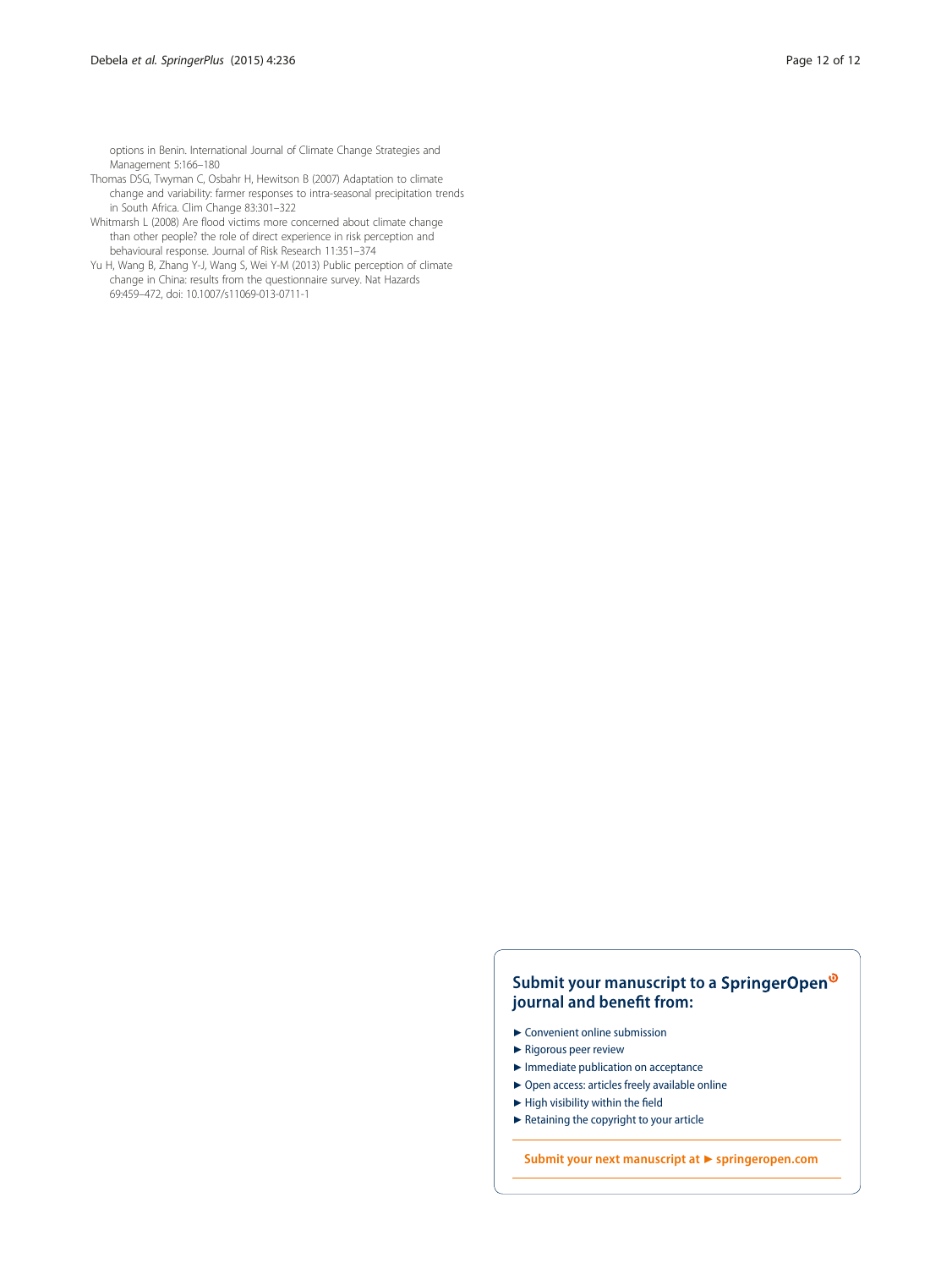options in Benin. International Journal of Climate Change Strategies and Management 5:166–180

Thomas DSG, Twyman C, Osbahr H, Hewitson B (2007) Adaptation to climate change and variability: farmer responses to intra-seasonal precipitation trends in South Africa. Clim Change 83:301–322

Whitmarsh L (2008) Are flood victims more concerned about climate change than other people? the role of direct experience in risk perception and behavioural response. Journal of Risk Research 11:351–374

Yu H, Wang B, Zhang Y-J, Wang S, Wei Y-M (2013) Public perception of climate change in China: results from the questionnaire survey. Nat Hazards 69:459–472, doi: 10.1007/s11069-013-0711-1

**Submit your manuscript to a SpringerOpen journal and benefit from:**

- ► Convenient online submission
- ► Rigorous peer review
- ► Immediate publication on acceptance
- ► Open access: articles freely available online
- ► High visibility within the field
- ► Retaining the copyright to your article

**Submit your next manuscript at ► springeropen.com**